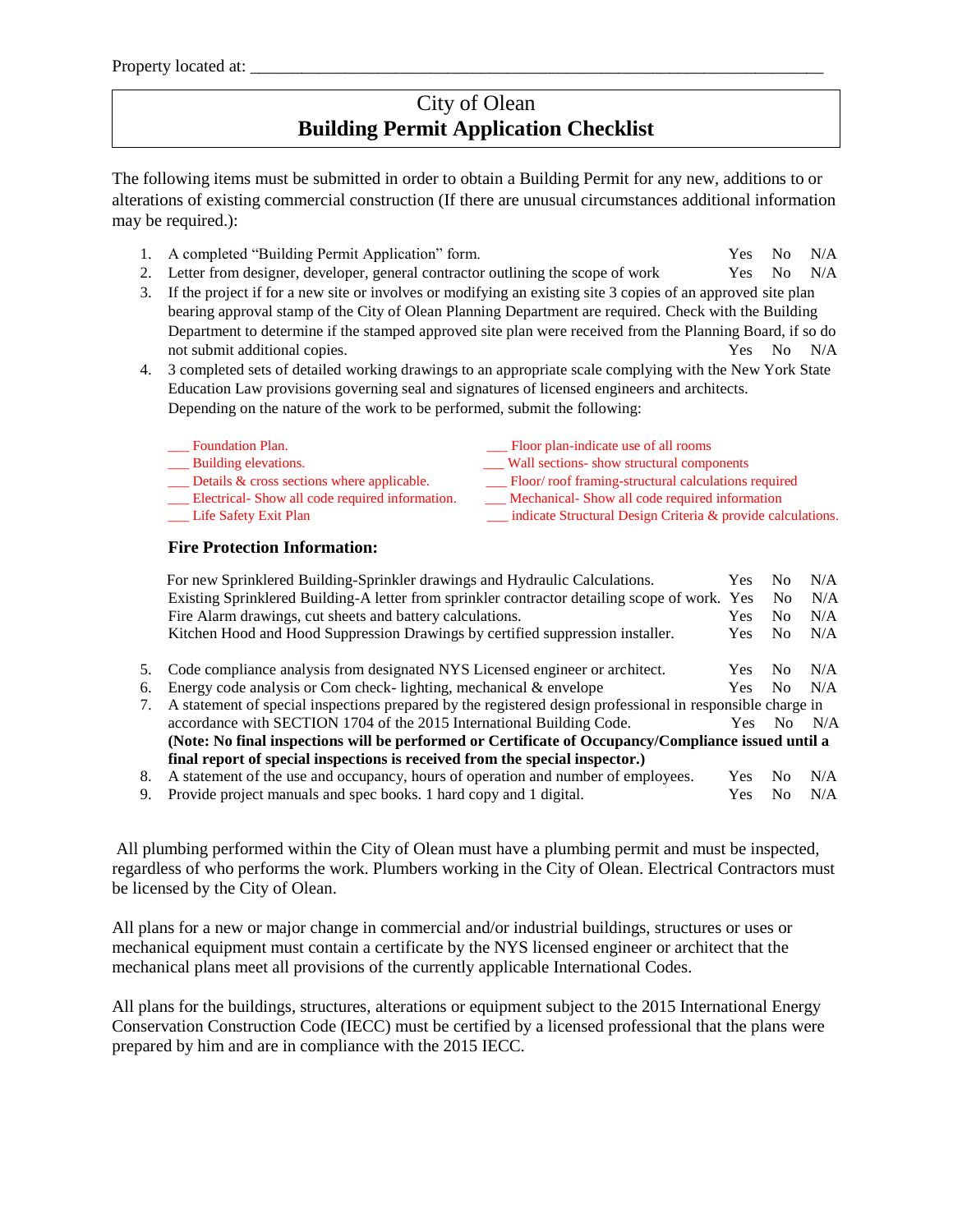Property located at: ______________________________________________________________

# City of Olean
## Building Permit Application Checklist

The following items must be submitted in order to obtain a Building Permit for any new, additions to or alterations of existing commercial construction (If there are unusual circumstances additional information may be required.):

1. A completed "Building Permit Application" form. Yes No N/A
2. Letter from designer, developer, general contractor outlining the scope of work Yes No N/A
3. If the project if for a new site or involves or modifying an existing site 3 copies of an approved site plan bearing approval stamp of the City of Olean Planning Department are required. Check with the Building Department to determine if the stamped approved site plan were received from the Planning Board, if so do not submit additional copies. Yes No N/A
4. 3 completed sets of detailed working drawings to an appropriate scale complying with the New York State Education Law provisions governing seal and signatures of licensed engineers and architects. Depending on the nature of the work to be performed, submit the following:

   ___ Foundation Plan.
   ___ Building elevations.
   ___ Details & cross sections where applicable.
   ___ Electrical- Show all code required information.
   ___ Life Safety Exit Plan
   ___ Floor plan-indicate use of all rooms
   ___ Wall sections- show structural components
   ___ Floor/ roof framing-structural calculations required
   ___ Mechanical- Show all code required information
   ___ indicate Structural Design Criteria & provide calculations.

   **Fire Protection Information:**

   For new Sprinklered Building-Sprinkler drawings and Hydraulic Calculations. Yes No N/A
   Existing Sprinklered Building-A letter from sprinkler contractor detailing scope of work. Yes No N/A
   Fire Alarm drawings, cut sheets and battery calculations. Yes No N/A
   Kitchen Hood and Hood Suppression Drawings by certified suppression installer. Yes No N/A

5. Code compliance analysis from designated NYS Licensed engineer or architect. Yes No N/A
6. Energy code analysis or Com check- lighting, mechanical & envelope Yes No N/A
7. A statement of special inspections prepared by the registered design professional in responsible charge in accordance with SECTION 1704 of the 2015 International Building Code. Yes No N/A
   **(Note: No final inspections will be performed or Certificate of Occupancy/Compliance issued until a final report of special inspections is received from the special inspector.)**
8. A statement of the use and occupancy, hours of operation and number of employees. Yes No N/A
9. Provide project manuals and spec books. 1 hard copy and 1 digital. Yes No N/A

All plumbing performed within the City of Olean must have a plumbing permit and must be inspected, regardless of who performs the work. Plumbers working in the City of Olean. Electrical Contractors must be licensed by the City of Olean.

All plans for a new or major change in commercial and/or industrial buildings, structures or uses or mechanical equipment must contain a certificate by the NYS licensed engineer or architect that the mechanical plans meet all provisions of the currently applicable International Codes.

All plans for the buildings, structures, alterations or equipment subject to the 2015 International Energy Conservation Construction Code (IECC) must be certified by a licensed professional that the plans were prepared by him and are in compliance with the 2015 IECC.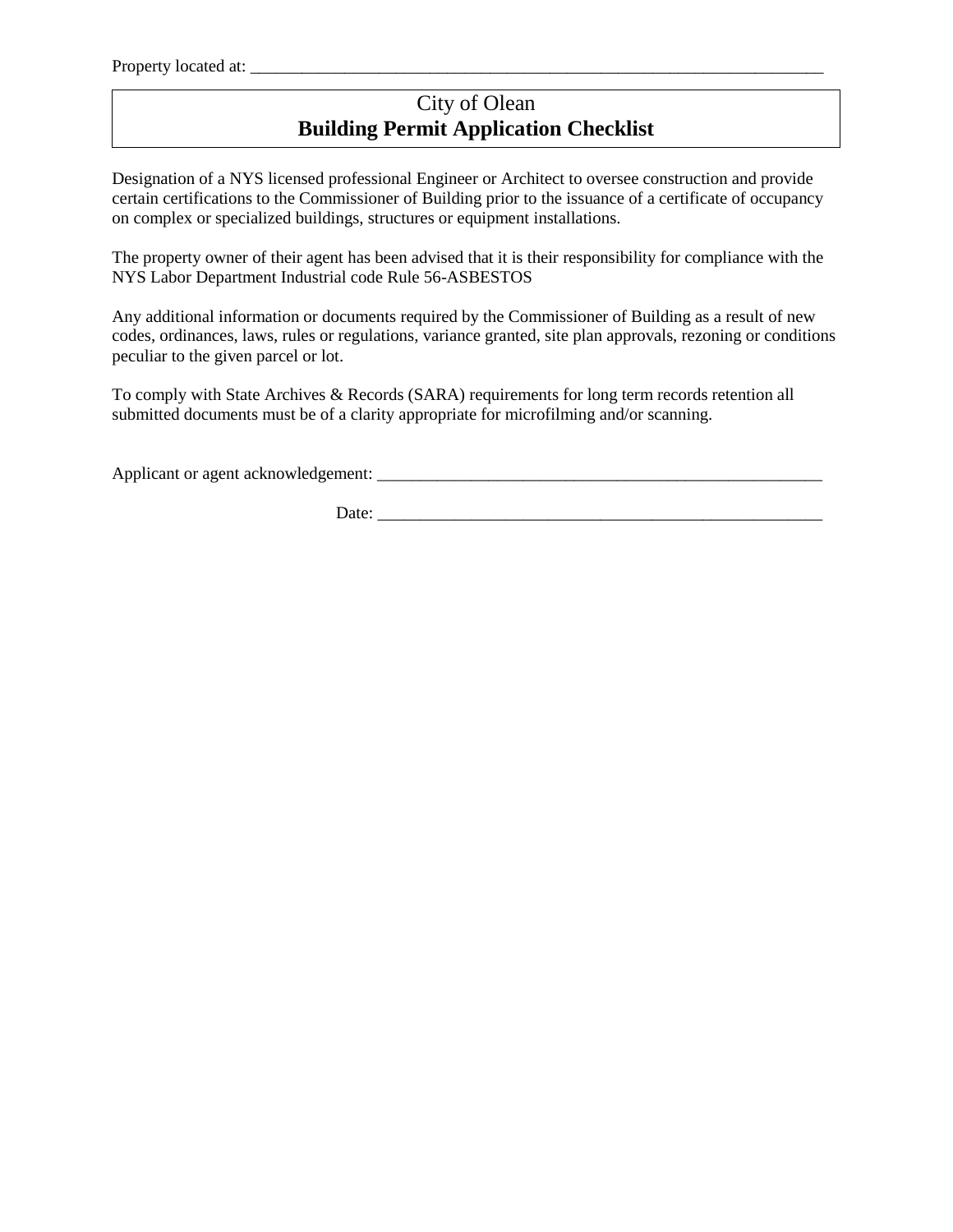Property located at: ______________________________________________________________________

# City of Olean
## **Building Permit Application Checklist**

Designation of a NYS licensed professional Engineer or Architect to oversee construction and provide certain certifications to the Commissioner of Building prior to the issuance of a certificate of occupancy on complex or specialized buildings, structures or equipment installations.

The property owner of their agent has been advised that it is their responsibility for compliance with the NYS Labor Department Industrial code Rule 56-ASBESTOS

Any additional information or documents required by the Commissioner of Building as a result of new codes, ordinances, laws, rules or regulations, variance granted, site plan approvals, rezoning or conditions peculiar to the given parcel or lot.

To comply with State Archives & Records (SARA) requirements for long term records retention all submitted documents must be of a clarity appropriate for microfilming and/or scanning.

Applicant or agent acknowledgement: _______________________________________________________

Date: _______________________________________________________